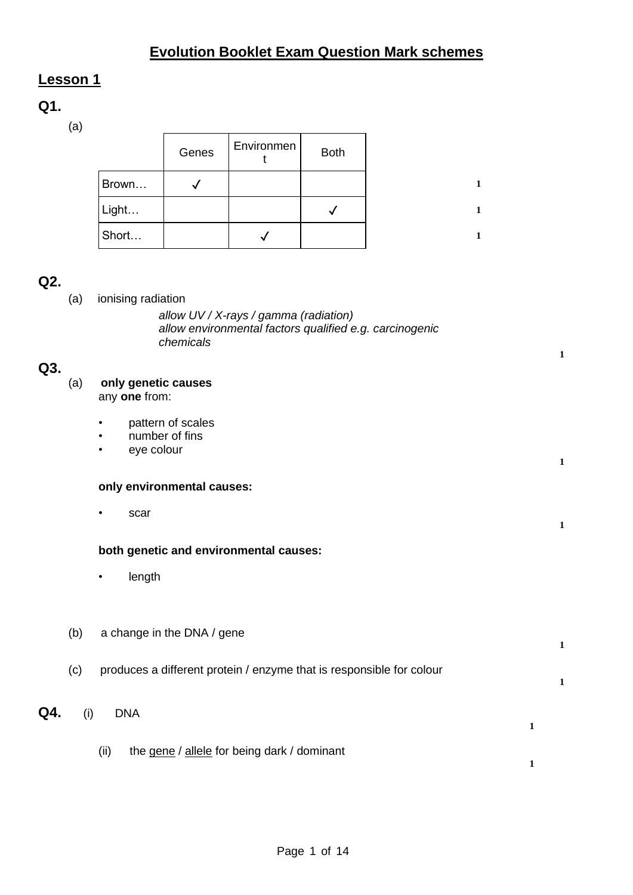# Evolution Booklet Exam Question Mark schemes

## Lesson 1

### Q1.

(a)

| | Genes | Environment | Both | |
|---|---|---|---|---|
| Brown… | ✓ | | | 1 |
| Light… | | | ✓ | 1 |
| Short… | | ✓ | | 1 |

### Q2.

(a) ionising radiation

*allow UV / X-rays / gamma (radiation)*
*allow environmental factors qualified e.g. carcinogenic chemicals*

1

### Q3.

(a) **only genetic causes**
any **one** from:

- pattern of scales
- number of fins
- eye colour

1

**only environmental causes:**

- scar

1

**both genetic and environmental causes:**

- length

(b) a change in the DNA / gene

1

(c) produces a different protein / enzyme that is responsible for colour

1

### Q4.

(i) DNA

1

(ii) the gene / allele for being dark / dominant

1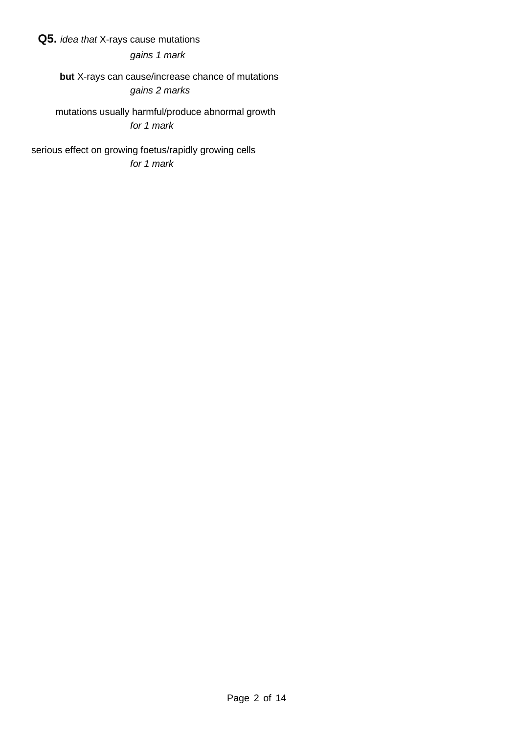**Q5.** *idea that* X-rays cause mutations

*gains 1 mark*

**but** X-rays can cause/increase chance of mutations

*gains 2 marks*

mutations usually harmful/produce abnormal growth

*for 1 mark*

serious effect on growing foetus/rapidly growing cells

*for 1 mark*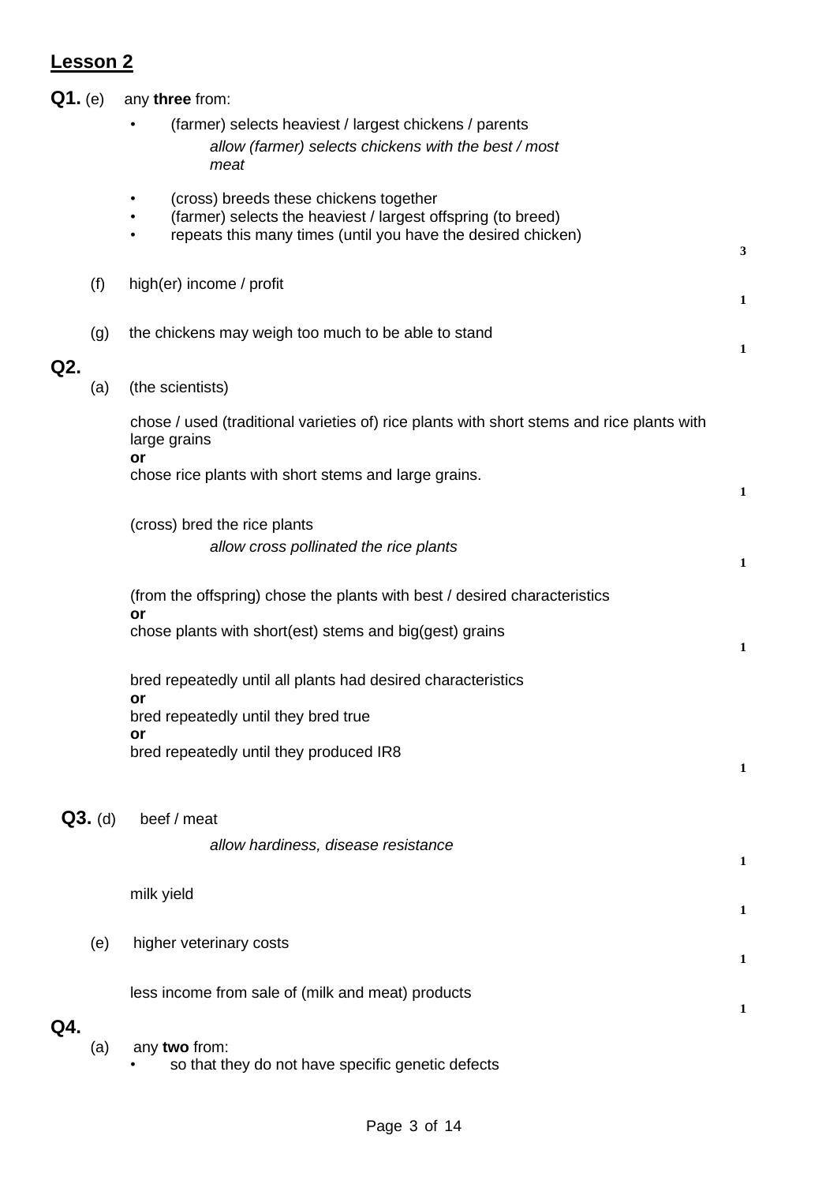## Lesson 2

**Q1.** (e) any **three** from:

- (farmer) selects heaviest / largest chickens / parents

  *allow (farmer) selects chickens with the best / most meat*

- (cross) breeds these chickens together
- (farmer) selects the heaviest / largest offspring (to breed)
- repeats this many times (until you have the desired chicken)

**3**

(f) high(er) income / profit

**1**

(g) the chickens may weigh too much to be able to stand

**1**

**Q2.**

(a) (the scientists)

chose / used (traditional varieties of) rice plants with short stems and rice plants with large grains
**or**
chose rice plants with short stems and large grains.

**1**

(cross) bred the rice plants

*allow cross pollinated the rice plants*

**1**

(from the offspring) chose the plants with best / desired characteristics
**or**
chose plants with short(est) stems and big(gest) grains

**1**

bred repeatedly until all plants had desired characteristics
**or**
bred repeatedly until they bred true
**or**
bred repeatedly until they produced IR8

**1**

**Q3.** (d) beef / meat

*allow hardiness, disease resistance*

**1**

milk yield

**1**

(e) higher veterinary costs

**1**

less income from sale of (milk and meat) products

**1**

**Q4.**

(a) any **two** from:

- so that they do not have specific genetic defects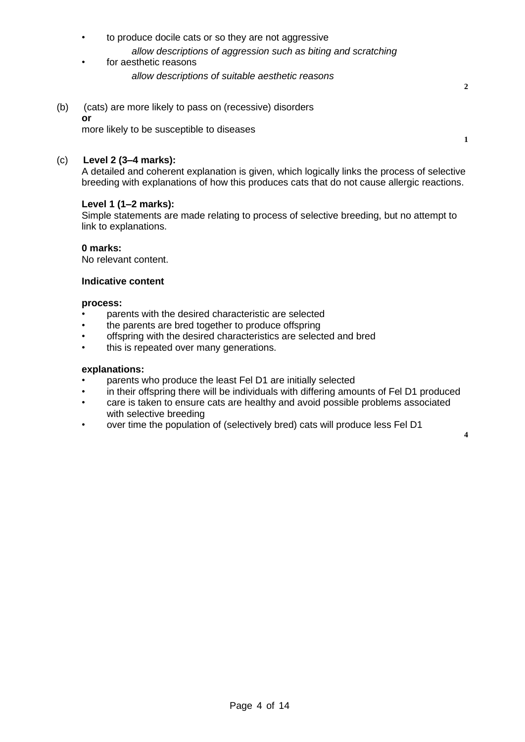- to produce docile cats or so they are not aggressive

  *allow descriptions of aggression such as biting and scratching*
- for aesthetic reasons

  *allow descriptions of suitable aesthetic reasons*

**2**

(b) (cats) are more likely to pass on (recessive) disorders
**or**
more likely to be susceptible to diseases

**1**

(c) **Level 2 (3–4 marks):**
A detailed and coherent explanation is given, which logically links the process of selective breeding with explanations of how this produces cats that do not cause allergic reactions.

**Level 1 (1–2 marks):**
Simple statements are made relating to process of selective breeding, but no attempt to link to explanations.

**0 marks:**
No relevant content.

**Indicative content**

**process:**
- parents with the desired characteristic are selected
- the parents are bred together to produce offspring
- offspring with the desired characteristics are selected and bred
- this is repeated over many generations.

**explanations:**
- parents who produce the least Fel D1 are initially selected
- in their offspring there will be individuals with differing amounts of Fel D1 produced
- care is taken to ensure cats are healthy and avoid possible problems associated with selective breeding
- over time the population of (selectively bred) cats will produce less Fel D1

**4**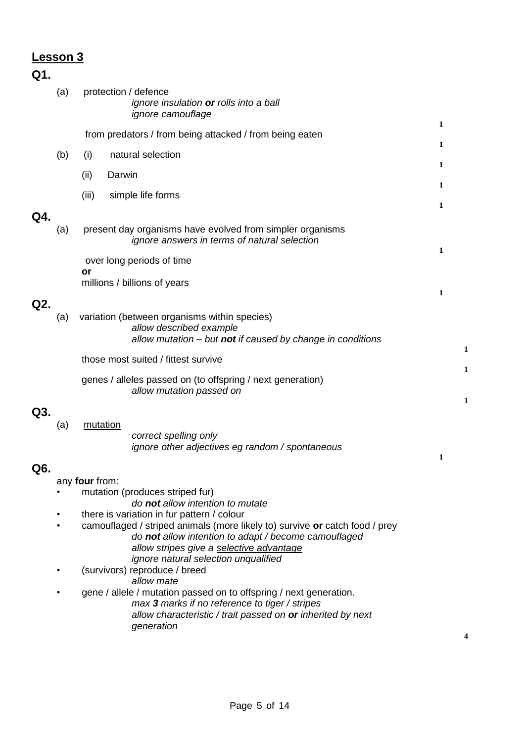## Lesson 3

### Q1.

(a) protection / defence
*ignore insulation **or** rolls into a ball*
*ignore camouflage*
**1**

from predators / from being attacked / from being eaten
**1**

(b) (i) natural selection
**1**

(ii) Darwin
**1**

(iii) simple life forms
**1**

### Q4.

(a) present day organisms have evolved from simpler organisms
*ignore answers in terms of natural selection*
**1**

over long periods of time
**or**
millions / billions of years
**1**

### Q2.

(a) variation (between organisms within species)
*allow described example*
*allow mutation – but **not** if caused by change in conditions*
**1**

those most suited / fittest survive
**1**

genes / alleles passed on (to offspring / next generation)
*allow mutation passed on*
**1**

### Q3.

(a) mutation
*correct spelling only*
*ignore other adjectives eg random / spontaneous*
**1**

### Q6.

any **four** from:

- mutation (produces striped fur)
  *do **not** allow intention to mutate*
- there is variation in fur pattern / colour
- camouflaged / striped animals (more likely to) survive **or** catch food / prey
  *do **not** allow intention to adapt / become camouflaged*
  *allow stripes give a selective advantage*
  *ignore natural selection unqualified*
- (survivors) reproduce / breed
  *allow mate*
- gene / allele / mutation passed on to offspring / next generation.
  *max **3** marks if no reference to tiger / stripes*
  *allow characteristic / trait passed on **or** inherited by next generation*

**4**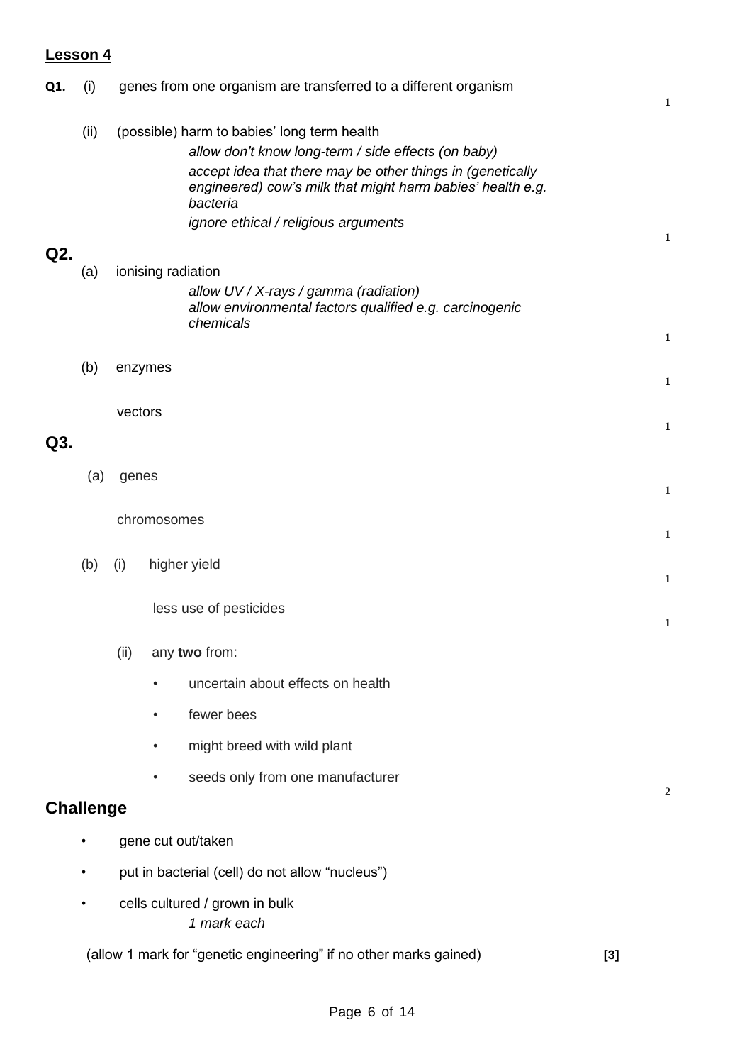## Lesson 4

**Q1.** (i) genes from one organism are transferred to a different organism

**1**

(ii) (possible) harm to babies' long term health

*allow don't know long-term / side effects (on baby)*

*accept idea that there may be other things in (genetically engineered) cow's milk that might harm babies' health e.g. bacteria*

*ignore ethical / religious arguments*

**1**

## Q2.

(a) ionising radiation

*allow UV / X-rays / gamma (radiation)*

*allow environmental factors qualified e.g. carcinogenic chemicals*

**1**

(b) enzymes

**1**

vectors

**1**

## Q3.

(a) genes

**1**

chromosomes

**1**

(b) (i) higher yield

**1**

less use of pesticides

**1**

(ii) any **two** from:

- uncertain about effects on health
- fewer bees
- might breed with wild plant
- seeds only from one manufacturer

**2**

## Challenge

- gene cut out/taken
- put in bacterial (cell) do not allow "nucleus")
- cells cultured / grown in bulk

*1 mark each*

(allow 1 mark for "genetic engineering" if no other marks gained) **[3]**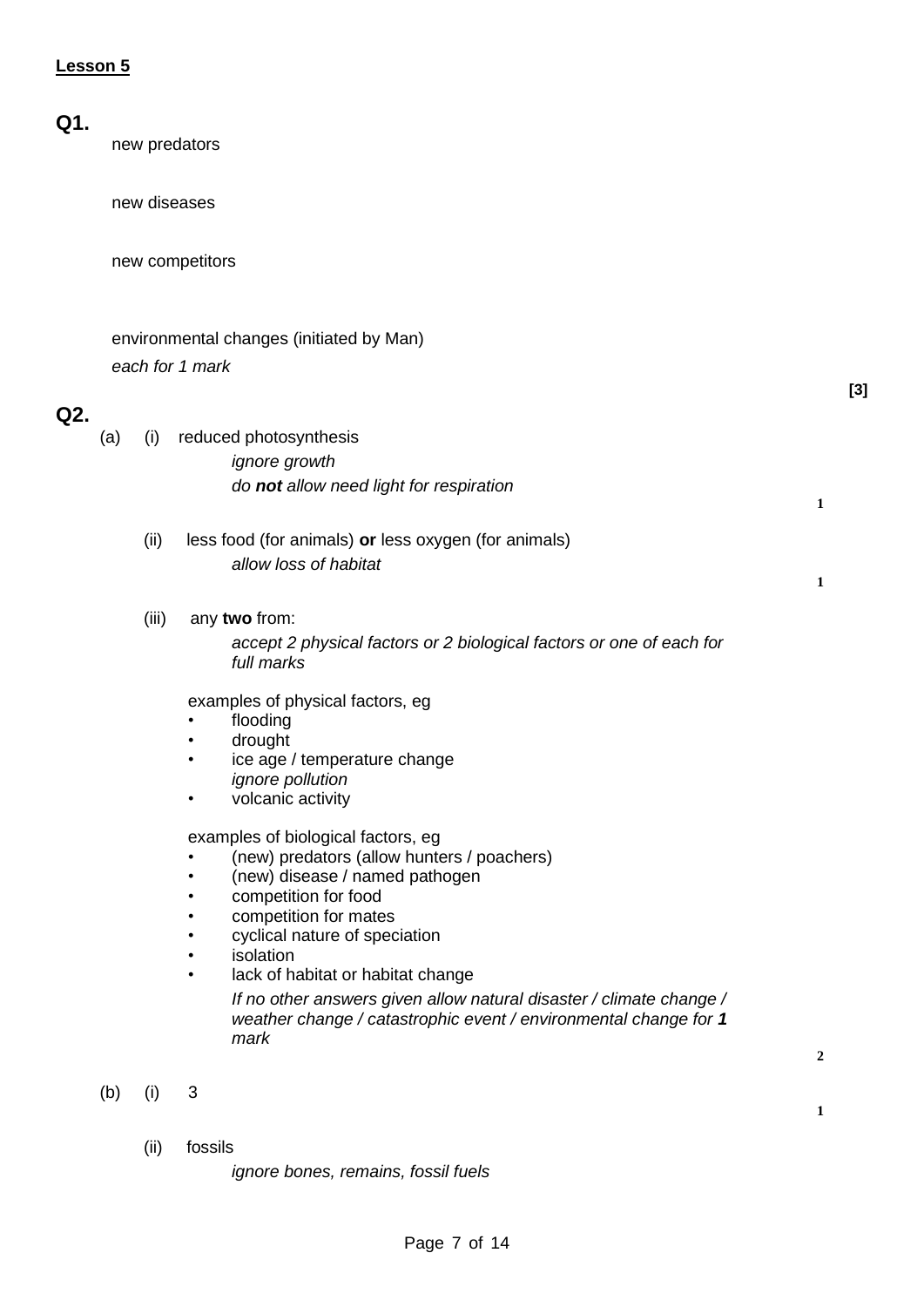**Lesson 5**

**Q1.**

new predators

new diseases

new competitors

environmental changes (initiated by Man)

*each for 1 mark*

**[3]**

**Q2.**

(a) (i) reduced photosynthesis

*ignore growth*

*do **not** allow need light for respiration*

**1**

(ii) less food (for animals) **or** less oxygen (for animals)

*allow loss of habitat*

**1**

(iii) any **two** from:

*accept 2 physical factors or 2 biological factors or one of each for full marks*

examples of physical factors, eg

- flooding
- drought
- ice age / temperature change
  *ignore pollution*
- volcanic activity

examples of biological factors, eg

- (new) predators (allow hunters / poachers)
- (new) disease / named pathogen
- competition for food
- competition for mates
- cyclical nature of speciation
- isolation
- lack of habitat or habitat change

*If no other answers given allow natural disaster / climate change / weather change / catastrophic event / environmental change for **1** mark*

**2**

(b) (i) 3

**1**

(ii) fossils

*ignore bones, remains, fossil fuels*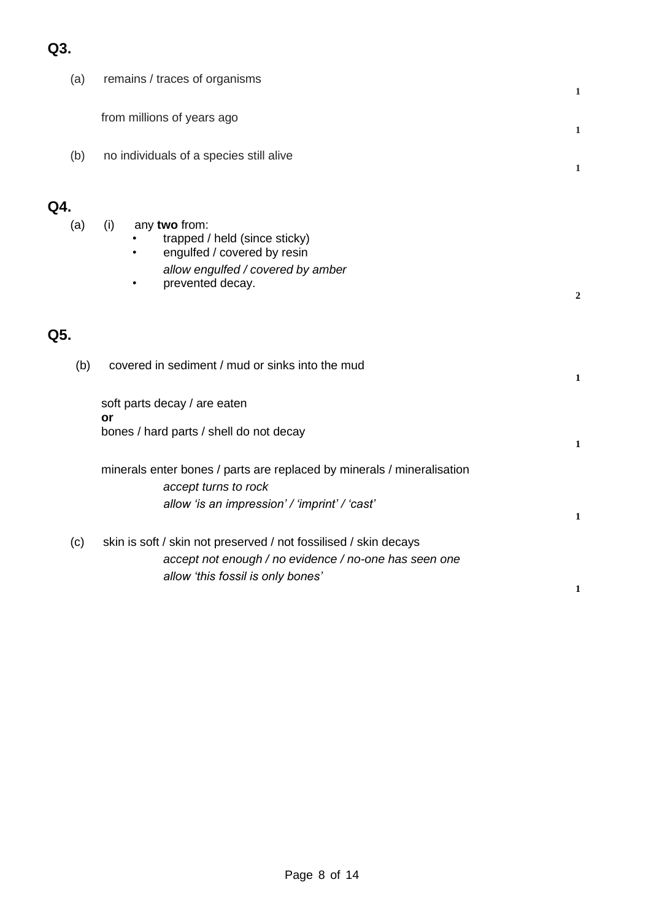## Q3.

(a) remains / traces of organisms **1**

from millions of years ago **1**

(b) no individuals of a species still alive **1**

## Q4.

(a) (i) any **two** from:

- trapped / held (since sticky)
- engulfed / covered by resin

  *allow engulfed / covered by amber*
- prevented decay.

**2**

## Q5.

(b) covered in sediment / mud or sinks into the mud **1**

soft parts decay / are eaten
**or**
bones / hard parts / shell do not decay **1**

minerals enter bones / parts are replaced by minerals / mineralisation

*accept turns to rock*

*allow 'is an impression' / 'imprint' / 'cast'*

**1**

(c) skin is soft / skin not preserved / not fossilised / skin decays

*accept not enough / no evidence / no-one has seen one*

*allow 'this fossil is only bones'*

**1**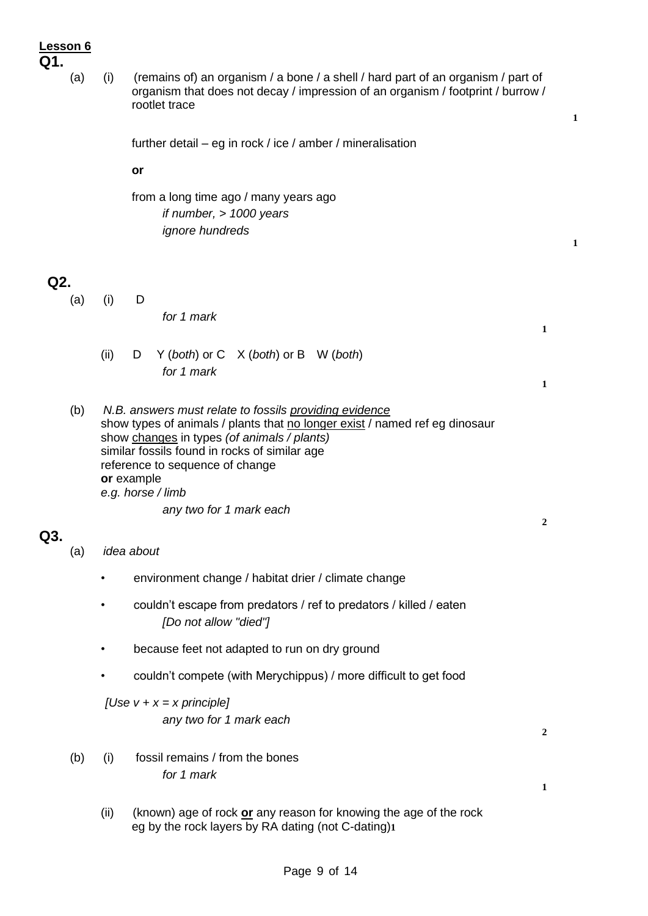**Lesson 6**

## Q1.

(a) (i) (remains of) an organism / a bone / a shell / hard part of an organism / part of organism that does not decay / impression of an organism / footprint / burrow / rootlet trace

**1**

further detail – eg in rock / ice / amber / mineralisation

**or**

from a long time ago / many years ago

*if number, > 1000 years*

*ignore hundreds*

**1**

## Q2.

(a) (i) D

*for 1 mark*

**1**

(ii) D Y (*both*) or C X (*both*) or B W (*both*)

*for 1 mark*

**1**

(b) *N.B. answers must relate to fossils providing evidence*

show types of animals / plants that no longer exist / named ref eg dinosaur

show changes in types *(of animals / plants)*

similar fossils found in rocks of similar age

reference to sequence of change

**or** example

*e.g. horse / limb*

*any two for 1 mark each*

**2**

## Q3.

(a) *idea about*

- environment change / habitat drier / climate change
- couldn't escape from predators / ref to predators / killed / eaten
  *[Do not allow "died"]*
- because feet not adapted to run on dry ground
- couldn't compete (with Merychippus) / more difficult to get food

*[Use v + x = x principle]*

*any two for 1 mark each*

**2**

(b) (i) fossil remains / from the bones

*for 1 mark*

**1**

(ii) (known) age of rock **or** any reason for knowing the age of the rock eg by the rock layers by RA dating (not C-dating)

**1**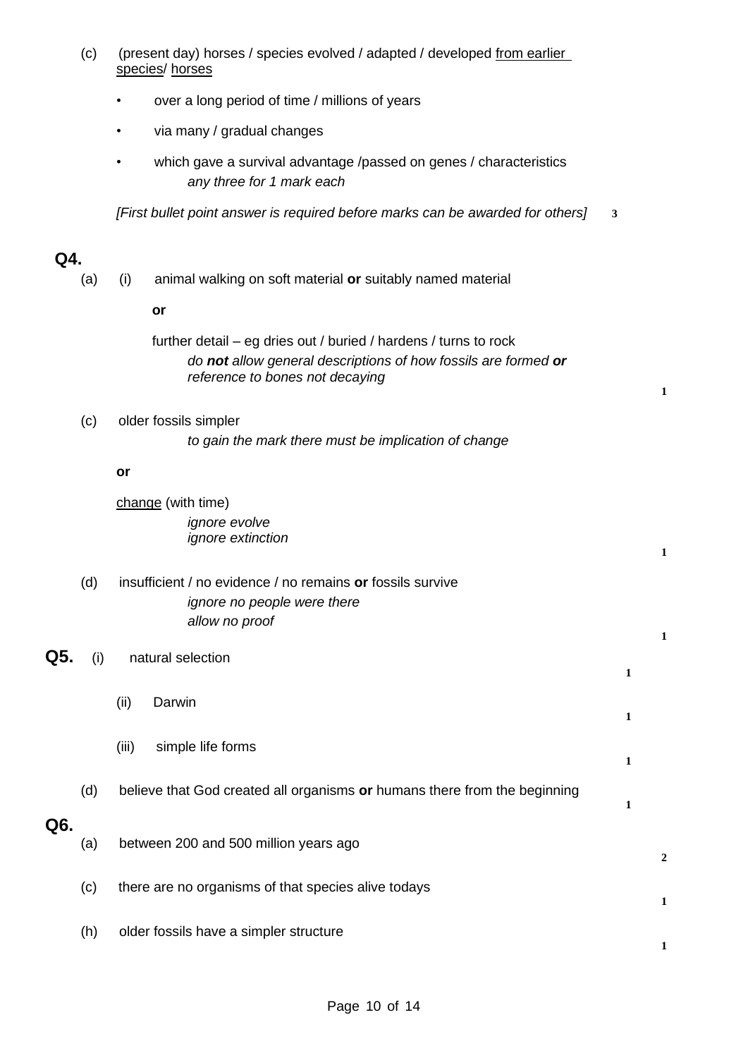(c) (present day) horses / species evolved / adapted / developed <u>from earlier species</u>/ <u>horses</u>

- over a long period of time / millions of years
- via many / gradual changes
- which gave a survival advantage /passed on genes / characteristics
  *any three for 1 mark each*

*[First bullet point answer is required before marks can be awarded for others]* **3**

## Q4.

(a) (i) animal walking on soft material **or** suitably named material

**or**

further detail – eg dries out / buried / hardens / turns to rock
*do **not** allow general descriptions of how fossils are formed **or** reference to bones not decaying*
**1**

(c) older fossils simpler
*to gain the mark there must be implication of change*

**or**

<u>change</u> (with time)
*ignore evolve*
*ignore extinction*
**1**

(d) insufficient / no evidence / no remains **or** fossils survive
*ignore no people were there*
*allow no proof*
**1**

## Q5.

(i) natural selection **1**

(ii) Darwin **1**

(iii) simple life forms **1**

(d) believe that God created all organisms **or** humans there from the beginning **1**

## Q6.

(a) between 200 and 500 million years ago **2**

(c) there are no organisms of that species alive todays **1**

(h) older fossils have a simpler structure **1**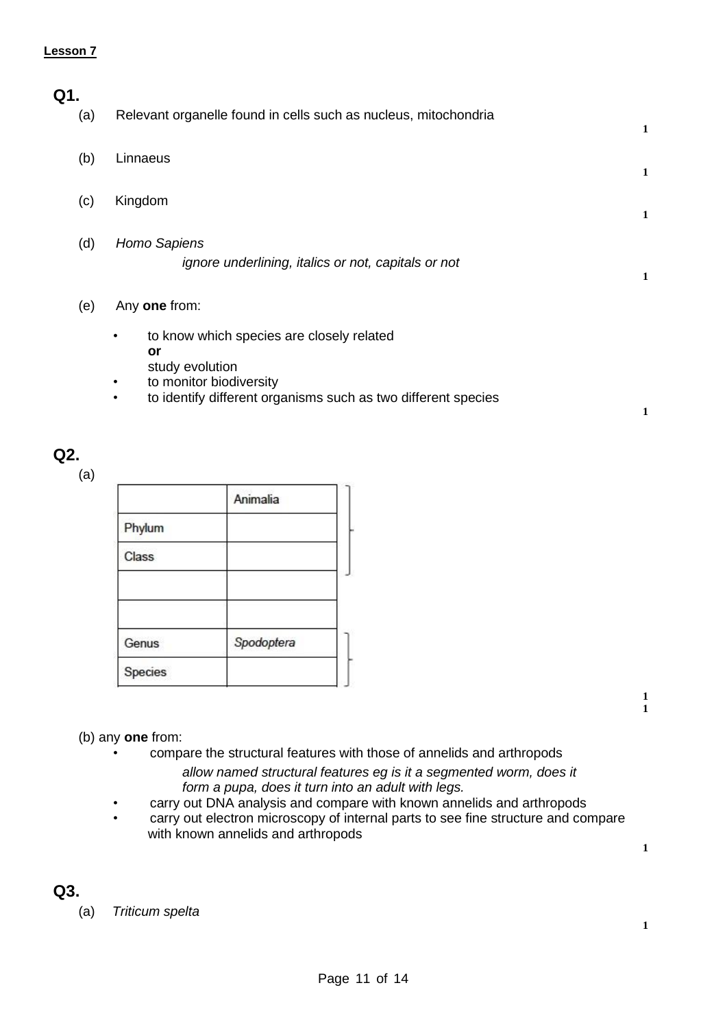**Lesson 7**

## Q1.

(a) Relevant organelle found in cells such as nucleus, mitochondria

**1**

(b) Linnaeus

**1**

(c) Kingdom

**1**

(d) *Homo Sapiens*

*ignore underlining, italics or not, capitals or not*

**1**

(e) Any **one** from:

- to know which species are closely related
  **or**
  study evolution
- to monitor biodiversity
- to identify different organisms such as two different species

**1**

## Q2.

(a)

| | Animalia |
|---|---|
| Phylum | |
| Class | |
| | |
| | |
| Genus | *Spodoptera* |
| Species | |

**1**
**1**

(b) any **one** from:

- compare the structural features with those of annelids and arthropods
  *allow named structural features eg is it a segmented worm, does it form a pupa, does it turn into an adult with legs.*
- carry out DNA analysis and compare with known annelids and arthropods
- carry out electron microscopy of internal parts to see fine structure and compare with known annelids and arthropods

**1**

## Q3.

(a) *Triticum spelta*

**1**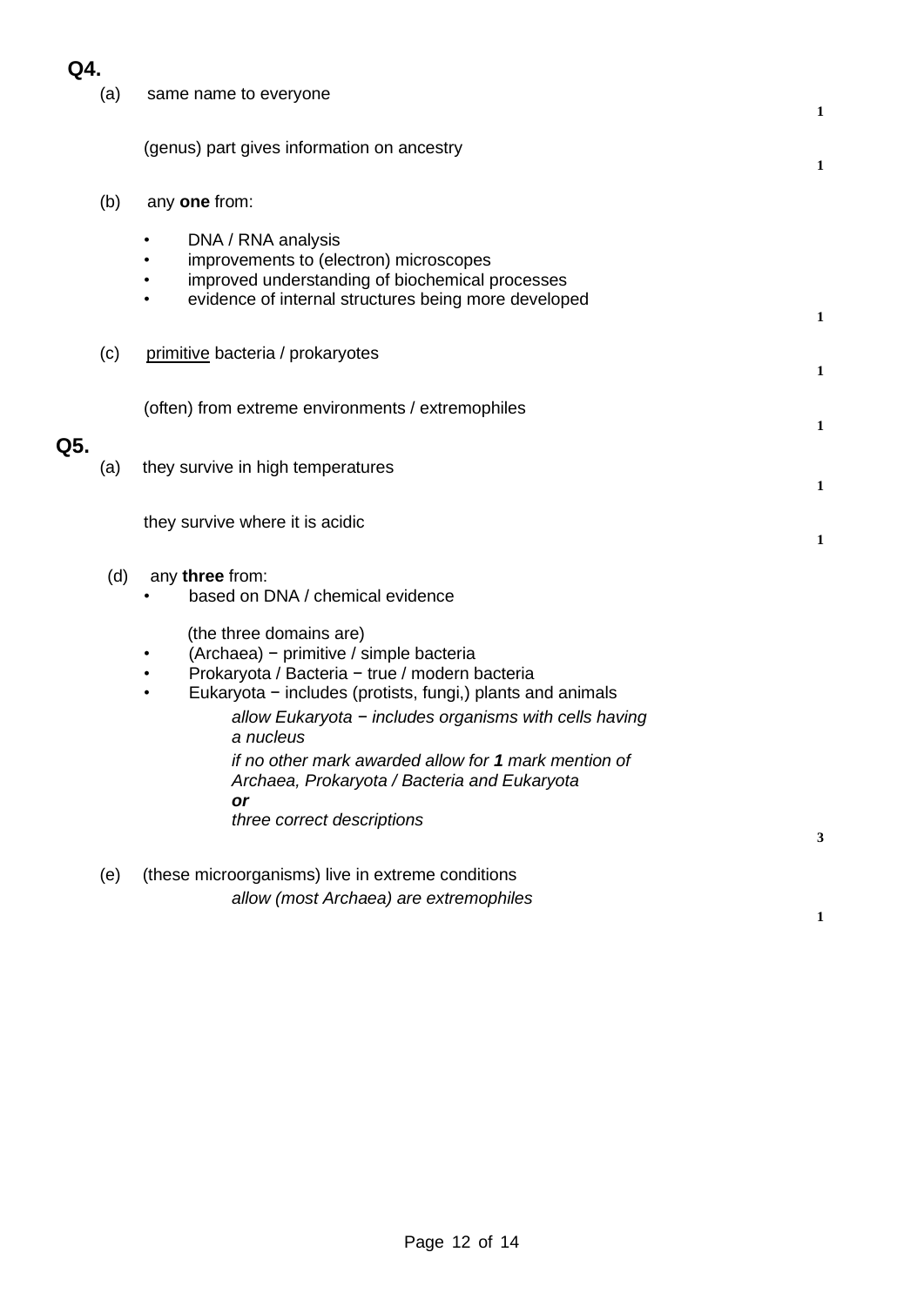**Q4.**

(a) same name to everyone **1**

(genus) part gives information on ancestry **1**

(b) any **one** from:

- DNA / RNA analysis
- improvements to (electron) microscopes
- improved understanding of biochemical processes
- evidence of internal structures being more developed

**1**

(c) primitive bacteria / prokaryotes **1**

(often) from extreme environments / extremophiles **1**

**Q5.**

(a) they survive in high temperatures **1**

they survive where it is acidic **1**

(d) any **three** from:

- based on DNA / chemical evidence

(the three domains are)

- (Archaea) − primitive / simple bacteria
- Prokaryota / Bacteria − true / modern bacteria
- Eukaryota − includes (protists, fungi,) plants and animals

*allow Eukaryota − includes organisms with cells having a nucleus*

*if no other mark awarded allow for **1** mark mention of Archaea, Prokaryota / Bacteria and Eukaryota*
***or***
*three correct descriptions*

**3**

(e) (these microorganisms) live in extreme conditions

*allow (most Archaea) are extremophiles*

**1**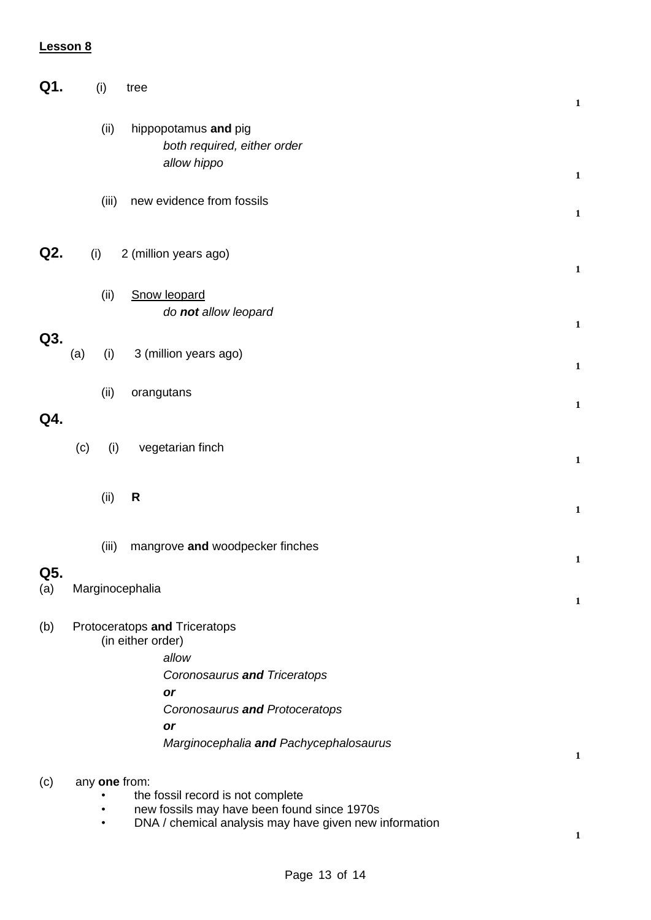**Lesson 8**

**Q1.** (i) tree

1

(ii) hippopotamus **and** pig

*both required, either order*

*allow hippo*

1

(iii) new evidence from fossils

1

**Q2.** (i) 2 (million years ago)

1

(ii) Snow leopard

*do **not** allow leopard*

1

**Q3.**

(a) (i) 3 (million years ago)

1

(ii) orangutans

1

**Q4.**

(c) (i) vegetarian finch

1

(ii) **R**

1

(iii) mangrove **and** woodpecker finches

1

**Q5.**

(a) Marginocephalia

1

(b) Protoceratops **and** Triceratops

(in either order)

*allow*

*Coronosaurus **and** Triceratops*

***or***

*Coronosaurus **and** Protoceratops*

***or***

*Marginocephalia **and** Pachycephalosaurus*

1

(c) any **one** from:

- the fossil record is not complete
- new fossils may have been found since 1970s
- DNA / chemical analysis may have given new information

1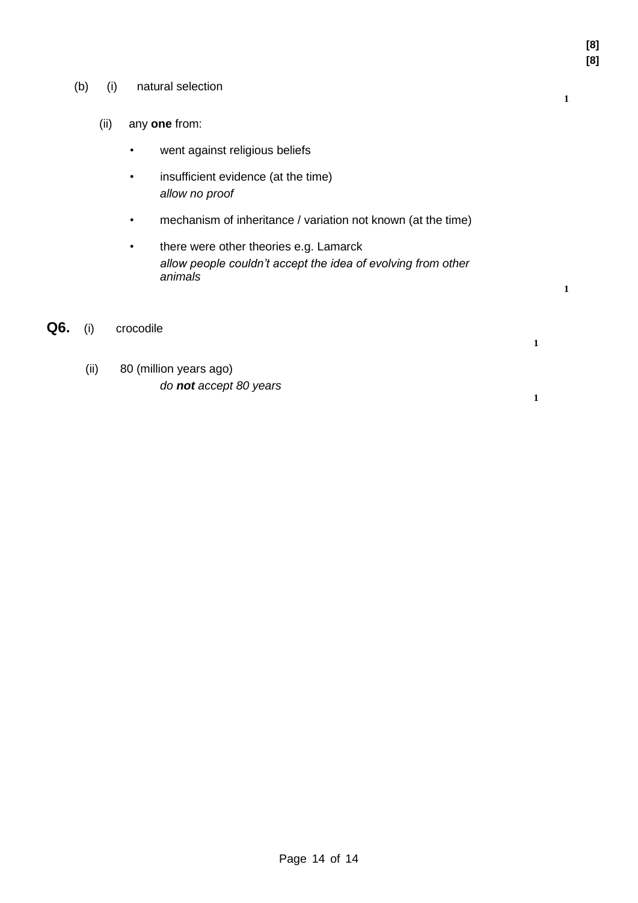**[8]**

**[8]**

(b) (i) natural selection

**1**

(ii) any **one** from:

- went against religious beliefs
- insufficient evidence (at the time)
  *allow no proof*
- mechanism of inheritance / variation not known (at the time)
- there were other theories e.g. Lamarck
  *allow people couldn't accept the idea of evolving from other animals*

**1**

**Q6.** (i) crocodile

**1**

(ii) 80 (million years ago)
*do **not** accept 80 years*

**1**